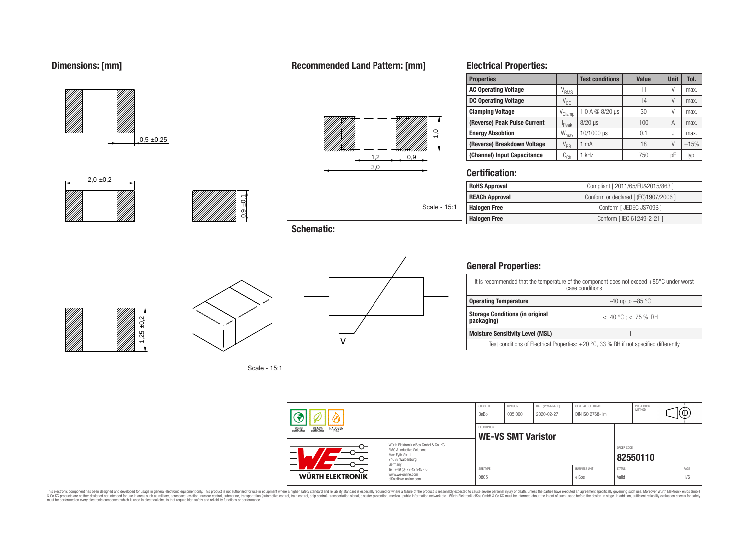## Dimensions: [mm]

0,5 ±0,25

2,0 ±0,2

0,9 ±0,1

1,25 ±0,2

Scale - 15:1

## Recommended Land Pattern: [mm]

1,2

0,9

3,0

1,0

Scale - 15:1

## Schematic:

V

## Electrical Properties:

| Properties | | Test conditions | Value | Unit | Tol. |
|---|---|---|---|---|---|
| AC Operating Voltage | $V_{RMS}$ | | 11 | V | max. |
| DC Operating Voltage | $V_{DC}$ | | 14 | V | max. |
| Clamping Voltage | $V_{Clamp}$ | 1.0 A @ 8/20 µs | 30 | V | max. |
| (Reverse) Peak Pulse Current | $I_{Peak}$ | 8/20 µs | 100 | A | max. |
| Energy Absobtion | $W_{max}$ | 10/1000 µs | 0.1 | J | max. |
| (Reverse) Breakdown Voltage | $V_{BR}$ | 1 mA | 18 | V | ±15% |
| (Channel) Input Capacitance | $C_{Ch}$ | 1 kHz | 750 | pF | typ. |

## Certification:

| | |
|---|---|
| RoHS Approval | Compliant [ 2011/65/EU&2015/863 ] |
| REACh Approval | Conform or declared [ (EC)1907/2006 ] |
| Halogen Free | Conform [ JEDEC JS709B ] |
| Halogen Free | Conform [ IEC 61249-2-21 ] |

## General Properties:

It is recommended that the temperature of the component does not exceed +85°C under worst case conditions

| | |
|---|---|
| Operating Temperature | -40 up to +85 °C |
| Storage Conditions (in original packaging) | < 40 °C ; < 75 % RH |
| Moisture Sensitivity Level (MSL) | 1 |

Test conditions of Electrical Properties: +20 °C, 33 % RH if not specified differently

| CHECKED | REVISION | DATE (YYYY-MM-DD) | GENERAL TOLERANCE | PROJECTION METHOD |
|---|---|---|---|---|
| BeBo | 005.000 | 2020-02-27 | DIN ISO 2768-1m | |

DESCRIPTION

**WE-VS SMT Varistor**

ORDER CODE: **82550110**

| SIZE/TYPE | BUSINESS UNIT | STATUS | PAGE |
|---|---|---|---|
| 0805 | eiSos | Valid | 1/6 |

RoHS COMPLIANT · REACh COMPLIANT · HALOGEN FREE

Würth Elektronik eiSos GmbH & Co. KG
EMC & Inductive Solutions
Max-Eyth-Str. 1
74638 Waldenburg
Germany
Tel. +49 (0) 79 42 945 - 0
www.we-online.com
eiSos@we-online.com

WÜRTH ELEKTRONIK

This electronic component has been designed and developed for usage in general electronic equipment only. This product is not authorized for use in equipment where a higher safety standard and reliability standard is especially required or where a failure of the product is reasonably expected to cause severe personal injury or death, unless the parties have executed an agreement specifically governing such use. Moreover Würth Elektronik eiSos GmbH & Co KG products are neither designed nor intended for use in areas such as military, aerospace, aviation, nuclear control, submarine, transportation (automotive control, train control, ship control), transportation signal, disaster prevention, medical, public information network etc.. Würth Elektronik eiSos GmbH & Co KG must be informed about the intent of such usage before the design-in stage. In addition, sufficient reliability evaluation checks for safety must be performed on every electronic component which is used in electrical circuits that require high safety and reliability functions or performance.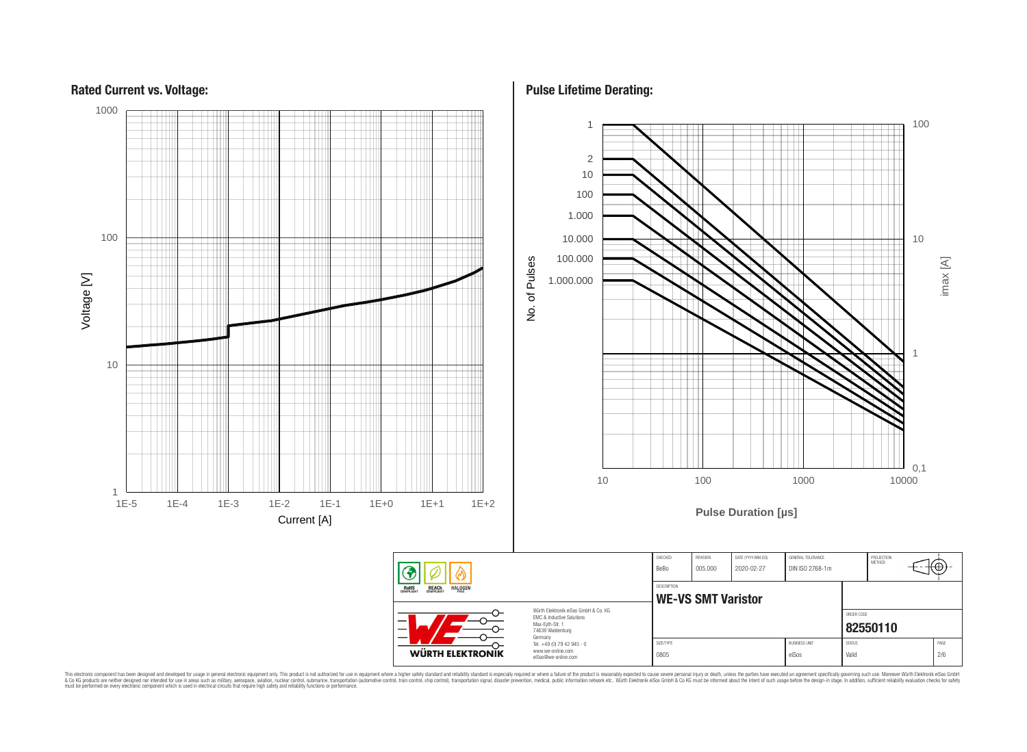## Rated Current vs. Voltage:

Voltage [V]: 1, 10, 100, 1000

Current [A]: 1E-5, 1E-4, 1E-3, 1E-2, 1E-1, 1E+0, 1E+1, 1E+2

## Pulse Lifetime Derating:

No. of Pulses: 1, 2, 10, 100, 1.000, 10.000, 100.000, 1.000.000

imax [A]: 0,1, 1, 10, 100

Pulse Duration [µs]: 10, 100, 1000, 10000

| CHECKED | REVISION | DATE (YYYY-MM-DD) | GENERAL TOLERANCE | PROJECTION METHOD |
| --- | --- | --- | --- | --- |
| BeBo | 005.000 | 2020-02-27 | DIN ISO 2768-1m | |

DESCRIPTION
**WE-VS SMT Varistor**

ORDER CODE
**82550110**

| SIZE/TYPE | BUSINESS UNIT | STATUS | PAGE |
| --- | --- | --- | --- |
| 0805 | eiSos | Valid | 2/6 |

RoHS COMPLIANT, REACh COMPLIANT, HALOGEN FREE

WÜRTH ELEKTRONIK

Würth Elektronik eiSos GmbH & Co. KG
EMC & Inductive Solutions
Max-Eyth-Str. 1
74638 Waldenburg
Germany
Tel. +49 (0) 79 42 945 - 0
www.we-online.com
eiSos@we-online.com

This electronic component has been designed and developed for usage in general electronic equipment only. This product is not authorized for use in equipment where a higher safety standard and reliability standard is especially required or where a failure of the product is reasonably expected to cause severe personal injury or death, unless the parties have executed an agreement specifically governing such use. Moreover Würth Elektronik eiSos GmbH & Co KG products are neither designed nor intended for use in areas such as military, aerospace, aviation, nuclear control, submarine, transportation (automotive control, train control, ship control), transportation signal, disaster prevention, medical, public information network etc.. Würth Elektronik eiSos GmbH & Co KG must be informed about the intent of such usage before the design-in stage. In addition, sufficient reliability evaluation checks for safety must be performed on every electronic component which is used in electrical circuits that require high safety and reliability functions or performance.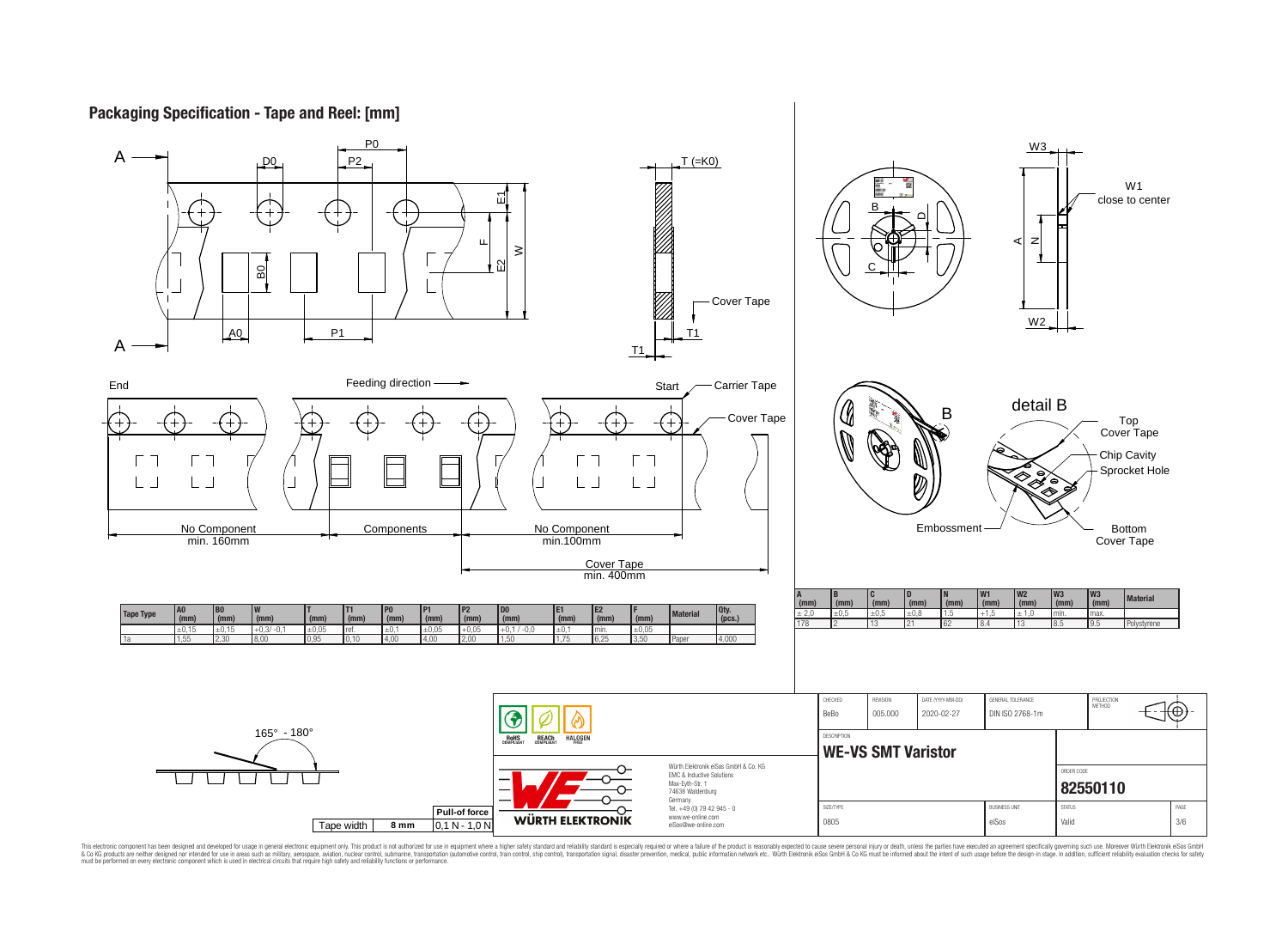## Packaging Specification - Tape and Reel: [mm]

| Tape Type | A0 (mm) | B0 (mm) | W (mm) | T (mm) | T1 (mm) | P0 (mm) | P1 (mm) | P2 (mm) | D0 (mm) | E1 (mm) | E2 (mm) | F (mm) | Material | Qty. (pcs.) |
|---|---|---|---|---|---|---|---|---|---|---|---|---|---|---|
| | ±0,15 | ±0,15 | +0,3/ -0,1 | ±0,05 | ref. | ±0,1 | ±0,05 | ±0,05 | +0,1 / -0,0 | ±0,1 | min. | ±0,05 | | |
| 1a | 1,55 | 2,30 | 8,00 | 0,95 | 0,10 | 4,00 | 4,00 | 2,00 | 1,50 | 1,75 | 6,25 | 3,50 | Paper | 4.000 |

| A (mm) | B (mm) | C (mm) | D (mm) | N (mm) | W1 (mm) | W2 (mm) | W3 (mm) | W3 (mm) | Material |
|---|---|---|---|---|---|---|---|---|---|
| ± 2,0 | ±0,5 | ±0,5 | ±0,8 | 1,5 | +1,5 | ± 1,0 | min. | max. | |
| 178 | 2 | 13 | 21 | 62 | 8,4 | 13 | 8,5 | 9,5 | Polystyrene |

No Component min. 160mm — Components — No Component min.100mm — Cover Tape min. 400mm

Feeding direction; End; Start; Carrier Tape; Cover Tape

W1 close to center

detail B: Top Cover Tape, Chip Cavity, Sprocket Hole, Bottom Cover Tape, Embossment

165° - 180°

| Tape width | 8 mm | Pull-of force 0,1 N - 1,0 N |
|---|---|---|

RoHS COMPLIANT, REACh COMPLIANT, HALOGEN FREE

Würth Elektronik eiSos GmbH & Co. KG
EMC & Inductive Solutions
Max-Eyth-Str. 1
74638 Waldenburg
Germany
Tel. +49 (0) 79 42 945 - 0
www.we-online.com
eiSos@we-online.com

| CHECKED | REVISION | DATE (YYYY-MM-DD) | GENERAL TOLERANCE | PROJECTION METHOD |
|---|---|---|---|---|
| BeBo | 005.000 | 2020-02-27 | DIN ISO 2768-1m | |

DESCRIPTION: **WE-VS SMT Varistor**

ORDER CODE: **82550110**

| SIZE/TYPE | BUSINESS UNIT | STATUS | PAGE |
|---|---|---|---|
| 0805 | eiSos | Valid | 3/6 |

This electronic component has been designed and developed for usage in general electronic equipment only. This product is not authorized for use in equipment where a higher safety standard and reliability standard is especially required or where a failure of the product is reasonably expected to cause severe personal injury or death, unless the parties have executed an agreement specifically governing such use. Moreover Würth Elektronik eiSos GmbH & Co KG products are neither designed nor intended for use in areas such as military, aerospace, aviation, nuclear control, submarine, transportation (automotive control, train control, ship control), transportation signal, disaster prevention, medical, public information network etc.. Würth Elektronik eiSos GmbH & Co KG must be informed about the intent of such usage before the design-in stage. In addition, sufficient reliability evaluation checks for safety must be performed on every electronic component which is used in electrical circuits that require high safety and reliability functions or performance.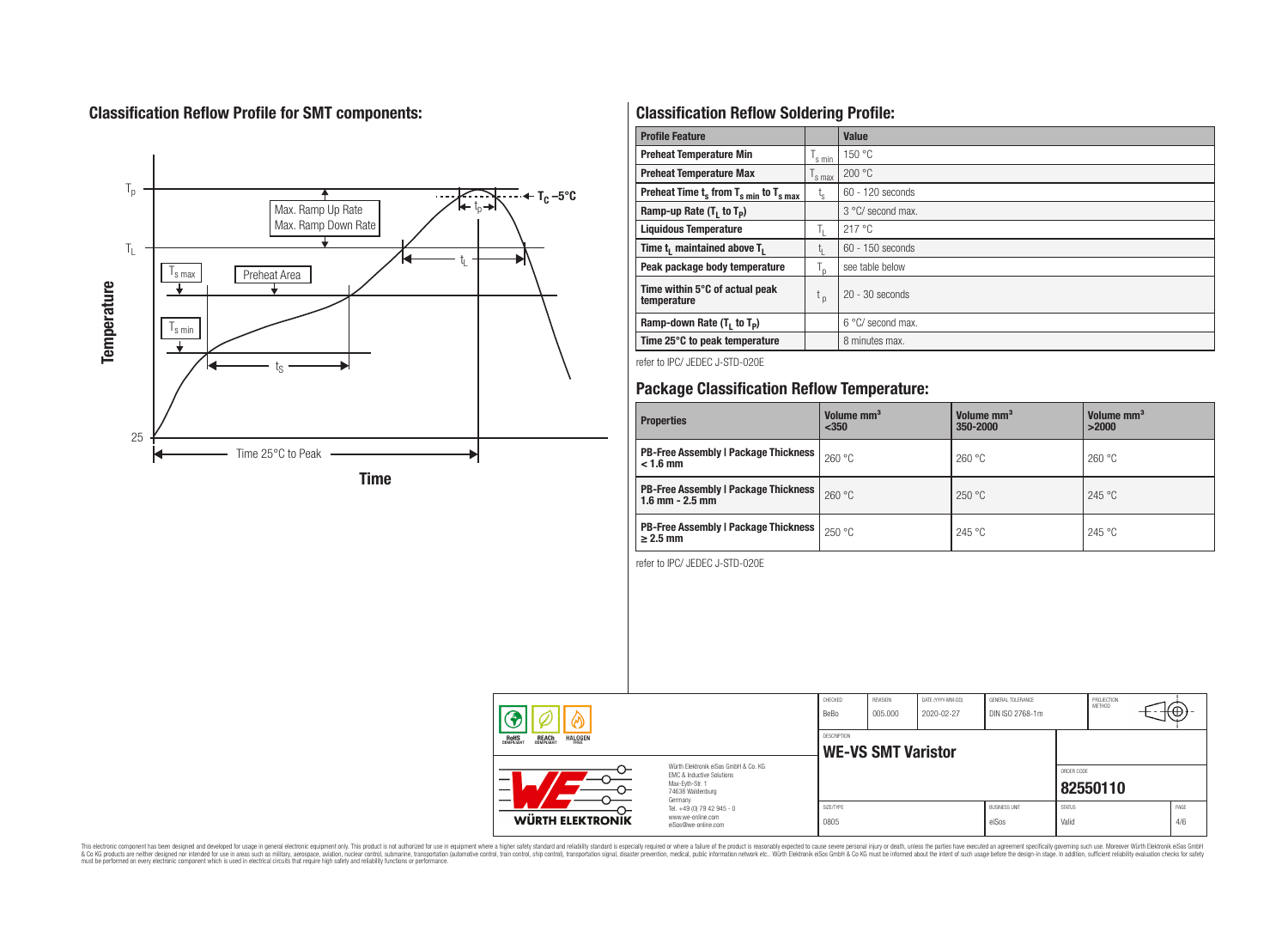## Classification Reflow Profile for SMT components:

## Classification Reflow Soldering Profile:

| Profile Feature | | Value |
|---|---|---|
| Preheat Temperature Min | $T_{s\,min}$ | 150 °C |
| Preheat Temperature Max | $T_{s\,max}$ | 200 °C |
| Preheat Time $t_s$ from $T_{s\,min}$ to $T_{s\,max}$ | $t_s$ | 60 - 120 seconds |
| Ramp-up Rate ($T_L$ to $T_P$) | | 3 °C/ second max. |
| Liquidous Temperature | $T_L$ | 217 °C |
| Time $t_L$ maintained above $T_L$ | $t_L$ | 60 - 150 seconds |
| Peak package body temperature | $T_p$ | see table below |
| Time within 5°C of actual peak temperature | $t_p$ | 20 - 30 seconds |
| Ramp-down Rate ($T_L$ to $T_P$) | | 6 °C/ second max. |
| Time 25°C to peak temperature | | 8 minutes max. |

refer to IPC/ JEDEC J-STD-020E

## Package Classification Reflow Temperature:

| Properties | Volume mm³ <350 | Volume mm³ 350-2000 | Volume mm³ >2000 |
|---|---|---|---|
| PB-Free Assembly \| Package Thickness < 1.6 mm | 260 °C | 260 °C | 260 °C |
| PB-Free Assembly \| Package Thickness 1.6 mm - 2.5 mm | 260 °C | 250 °C | 245 °C |
| PB-Free Assembly \| Package Thickness ≥ 2.5 mm | 250 °C | 245 °C | 245 °C |

refer to IPC/ JEDEC J-STD-020E

| CHECKED | REVISION | DATE (YYYY-MM-DD) | GENERAL TOLERANCE | PROJECTION METHOD |
|---|---|---|---|---|
| BeBo | 005.000 | 2020-02-27 | DIN ISO 2768-1m | |

DESCRIPTION: **WE-VS SMT Varistor**

ORDER CODE: **82550110**

| SIZE/TYPE | BUSINESS UNIT | STATUS | PAGE |
|---|---|---|---|
| 0805 | eiSos | Valid | 4/6 |

Würth Elektronik eiSos GmbH & Co. KG
EMC & Inductive Solutions
Max-Eyth-Str. 1
74638 Waldenburg
Germany
Tel. +49 (0) 79 42 945 - 0
www.we-online.com
eiSos@we-online.com

This electronic component has been designed and developed for usage in general electronic equipment only. This product is not authorized for use in equipment where a higher safety standard and reliability standard is especially required or where a failure of the product is reasonably expected to cause severe personal injury or death, unless the parties have executed an agreement specifically governing such use. Moreover Würth Elektronik eiSos GmbH & Co KG products are neither designed nor intended for use in areas such as military, aerospace, aviation, nuclear control, submarine, transportation (automotive control, train control, ship control), transportation signal, disaster prevention, medical, public information network etc.. Würth Elektronik eiSos GmbH & Co KG must be informed about the intent of such usage before the design-in stage. In addition, sufficient reliability evaluation checks for safety must be performed on every electronic component which is used in electrical circuits that require high safety and reliability functions or performance.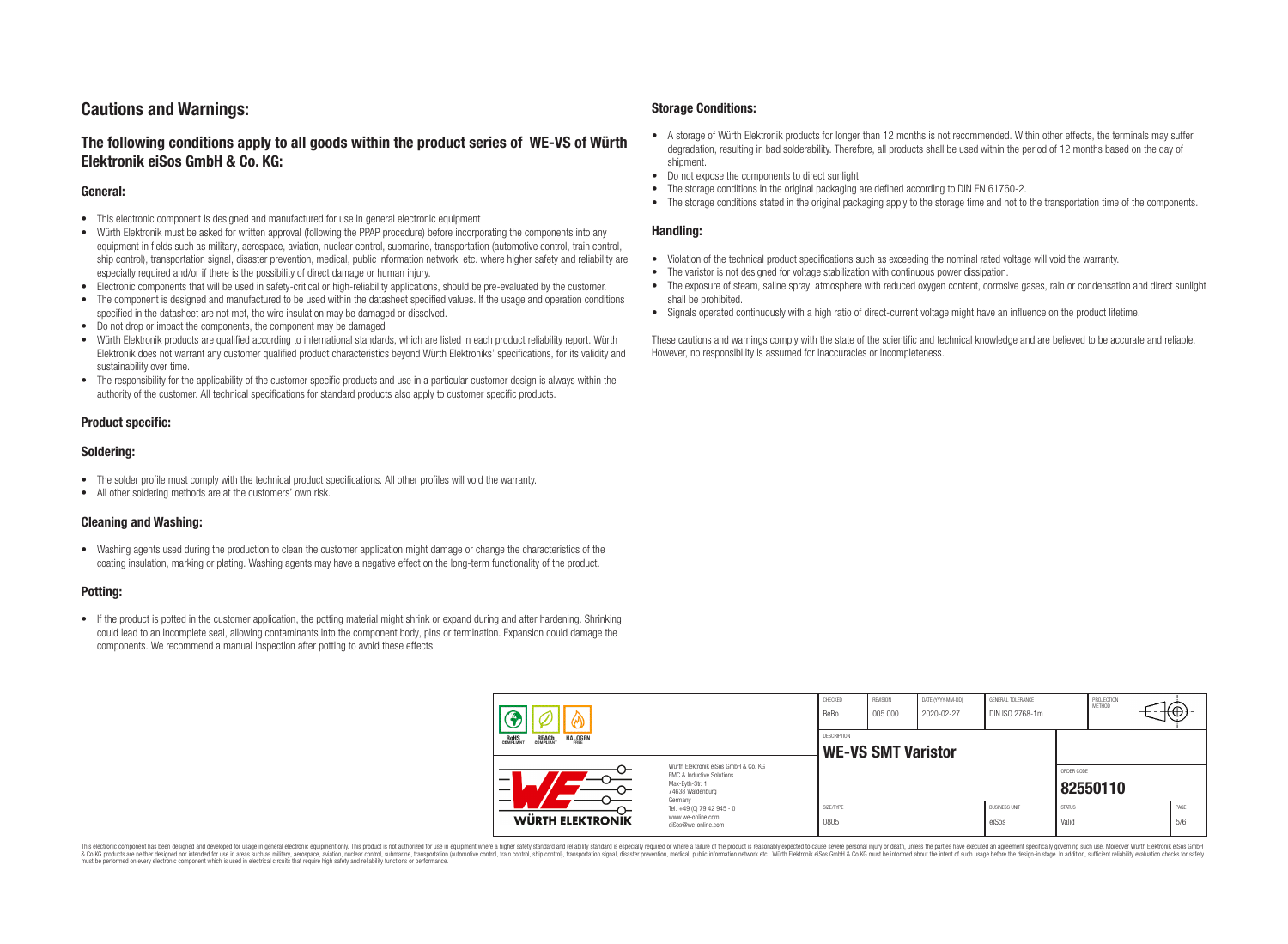# Cautions and Warnings:

## The following conditions apply to all goods within the product series of WE-VS of Würth Elektronik eiSos GmbH & Co. KG:

### General:

- This electronic component is designed and manufactured for use in general electronic equipment
- Würth Elektronik must be asked for written approval (following the PPAP procedure) before incorporating the components into any equipment in fields such as military, aerospace, aviation, nuclear control, submarine, transportation (automotive control, train control, ship control), transportation signal, disaster prevention, medical, public information network, etc. where higher safety and reliability are especially required and/or if there is the possibility of direct damage or human injury.
- Electronic components that will be used in safety-critical or high-reliability applications, should be pre-evaluated by the customer.
- The component is designed and manufactured to be used within the datasheet specified values. If the usage and operation conditions specified in the datasheet are not met, the wire insulation may be damaged or dissolved.
- Do not drop or impact the components, the component may be damaged
- Würth Elektronik products are qualified according to international standards, which are listed in each product reliability report. Würth Elektronik does not warrant any customer qualified product characteristics beyond Würth Elektroniks' specifications, for its validity and sustainability over time.
- The responsibility for the applicability of the customer specific products and use in a particular customer design is always within the authority of the customer. All technical specifications for standard products also apply to customer specific products.

### Product specific:

### Soldering:

- The solder profile must comply with the technical product specifications. All other profiles will void the warranty.
- All other soldering methods are at the customers' own risk.

### Cleaning and Washing:

- Washing agents used during the production to clean the customer application might damage or change the characteristics of the coating insulation, marking or plating. Washing agents may have a negative effect on the long-term functionality of the product.

### Potting:

- If the product is potted in the customer application, the potting material might shrink or expand during and after hardening. Shrinking could lead to an incomplete seal, allowing contaminants into the component body, pins or termination. Expansion could damage the components. We recommend a manual inspection after potting to avoid these effects

### Storage Conditions:

- A storage of Würth Elektronik products for longer than 12 months is not recommended. Within other effects, the terminals may suffer degradation, resulting in bad solderability. Therefore, all products shall be used within the period of 12 months based on the day of shipment.
- Do not expose the components to direct sunlight.
- The storage conditions in the original packaging are defined according to DIN EN 61760-2.
- The storage conditions stated in the original packaging apply to the storage time and not to the transportation time of the components.

### Handling:

- Violation of the technical product specifications such as exceeding the nominal rated voltage will void the warranty.
- The varistor is not designed for voltage stabilization with continuous power dissipation.
- The exposure of steam, saline spray, atmosphere with reduced oxygen content, corrosive gases, rain or condensation and direct sunlight shall be prohibited.
- Signals operated continuously with a high ratio of direct-current voltage might have an influence on the product lifetime.

These cautions and warnings comply with the state of the scientific and technical knowledge and are believed to be accurate and reliable. However, no responsibility is assumed for inaccuracies or incompleteness.

| CHECKED | REVISION | DATE (YYYY-MM-DD) | GENERAL TOLERANCE | PROJECTION METHOD |
|---|---|---|---|---|
| BeBo | 005.000 | 2020-02-27 | DIN ISO 2768-1m | |

| DESCRIPTION | ORDER CODE |
|---|---|
| WE-VS SMT Varistor | 82550110 |

| SIZE/TYPE | BUSINESS UNIT | STATUS | PAGE |
|---|---|---|---|
| 0805 | eiSos | Valid | 5/6 |

Würth Elektronik eiSos GmbH & Co. KG
EMC & Inductive Solutions
Max-Eyth-Str. 1
74638 Waldenburg
Germany
Tel. +49 (0) 79 42 945 - 0
www.we-online.com
eiSos@we-online.com

This electronic component has been designed and developed for usage in general electronic equipment only. This product is not authorized for use in equipment where a higher safety standard and reliability standard is especially required or where a failure of the product is reasonably expected to cause severe personal injury or death, unless the parties have executed an agreement specifically governing such use. Moreover Würth Elektronik eiSos GmbH & Co KG products are neither designed nor intended for use in areas such as military, aerospace, aviation, nuclear control, submarine, transportation (automotive control, train control, ship control), transportation signal, disaster prevention, medical, public information network etc.. Würth Elektronik eiSos GmbH & Co KG must be informed about the intent of such usage before the design-in stage. In addition, sufficient reliability evaluation checks for safety must be performed on every electronic component which is used in electrical circuits that require high safety and reliability functions or performance.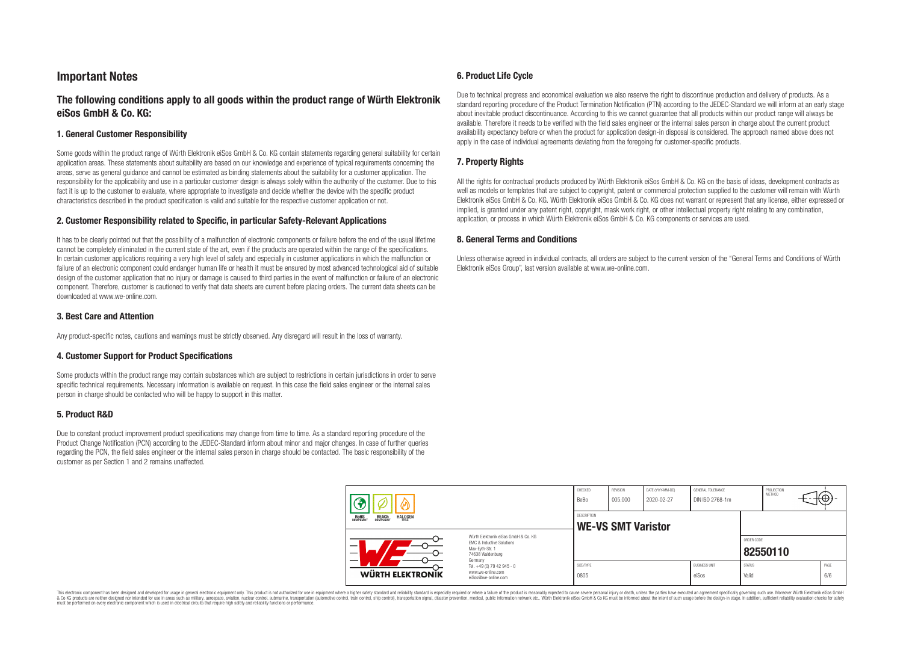# Important Notes

## The following conditions apply to all goods within the product range of Würth Elektronik eiSos GmbH & Co. KG:

### 1. General Customer Responsibility

Some goods within the product range of Würth Elektronik eiSos GmbH & Co. KG contain statements regarding general suitability for certain application areas. These statements about suitability are based on our knowledge and experience of typical requirements concerning the areas, serve as general guidance and cannot be estimated as binding statements about the suitability for a customer application. The responsibility for the applicability and use in a particular customer design is always solely within the authority of the customer. Due to this fact it is up to the customer to evaluate, where appropriate to investigate and decide whether the device with the specific product characteristics described in the product specification is valid and suitable for the respective customer application or not.

### 2. Customer Responsibility related to Specific, in particular Safety-Relevant Applications

It has to be clearly pointed out that the possibility of a malfunction of electronic components or failure before the end of the usual lifetime cannot be completely eliminated in the current state of the art, even if the products are operated within the range of the specifications. In certain customer applications requiring a very high level of safety and especially in customer applications in which the malfunction or failure of an electronic component could endanger human life or health it must be ensured by most advanced technological aid of suitable design of the customer application that no injury or damage is caused to third parties in the event of malfunction or failure of an electronic component. Therefore, customer is cautioned to verify that data sheets are current before placing orders. The current data sheets can be downloaded at www.we-online.com.

### 3. Best Care and Attention

Any product-specific notes, cautions and warnings must be strictly observed. Any disregard will result in the loss of warranty.

### 4. Customer Support for Product Specifications

Some products within the product range may contain substances which are subject to restrictions in certain jurisdictions in order to serve specific technical requirements. Necessary information is available on request. In this case the field sales engineer or the internal sales person in charge should be contacted who will be happy to support in this matter.

### 5. Product R&D

Due to constant product improvement product specifications may change from time to time. As a standard reporting procedure of the Product Change Notification (PCN) according to the JEDEC-Standard inform about minor and major changes. In case of further queries regarding the PCN, the field sales engineer or the internal sales person in charge should be contacted. The basic responsibility of the customer as per Section 1 and 2 remains unaffected.

### 6. Product Life Cycle

Due to technical progress and economical evaluation we also reserve the right to discontinue production and delivery of products. As a standard reporting procedure of the Product Termination Notification (PTN) according to the JEDEC-Standard we will inform at an early stage about inevitable product discontinuance. According to this we cannot guarantee that all products within our product range will always be available. Therefore it needs to be verified with the field sales engineer or the internal sales person in charge about the current product availability expectancy before or when the product for application design-in disposal is considered. The approach named above does not apply in the case of individual agreements deviating from the foregoing for customer-specific products.

### 7. Property Rights

All the rights for contractual products produced by Würth Elektronik eiSos GmbH & Co. KG on the basis of ideas, development contracts as well as models or templates that are subject to copyright, patent or commercial protection supplied to the customer will remain with Würth Elektronik eiSos GmbH & Co. KG. Würth Elektronik eiSos GmbH & Co. KG does not warrant or represent that any license, either expressed or implied, is granted under any patent right, copyright, mask work right, or other intellectual property right relating to any combination, application, or process in which Würth Elektronik eiSos GmbH & Co. KG components or services are used.

### 8. General Terms and Conditions

Unless otherwise agreed in individual contracts, all orders are subject to the current version of the "General Terms and Conditions of Würth Elektronik eiSos Group", last version available at www.we-online.com.

| | | | | | | |
|---|---|---|---|---|---|---|
| RoHS COMPLIANT / REACh COMPLIANT / HALOGEN FREE | CHECKED: BeBo | REVISION: 005.000 | DATE (YYYY-MM-DD): 2020-02-27 | GENERAL TOLERANCE: DIN ISO 2768-1m | PROJECTION METHOD | |
| | DESCRIPTION: **WE-VS SMT Varistor** | | | | | |
| WÜRTH ELEKTRONIK — Würth Elektronik eiSos GmbH & Co. KG, EMC & Inductive Solutions, Max-Eyth-Str. 1, 74638 Waldenburg, Germany, Tel. +49 (0) 79 42 945 - 0, www.we-online.com, eiSos@we-online.com | | | | | ORDER CODE: **82550110** | |
| | SIZE/TYPE: 0805 | | | BUSINESS UNIT: eiSos | STATUS: Valid | PAGE: 6/6 |

This electronic component has been designed and developed for usage in general electronic equipment only. This product is not authorized for use in equipment where a higher safety standard and reliability standard is especially required or where a failure of the product is reasonably expected to cause severe personal injury or death, unless the parties have executed an agreement specifically governing such use. Moreover Würth Elektronik eiSos GmbH & Co KG products are neither designed nor intended for use in areas such as military, aerospace, aviation, nuclear control, submarine, transportation (automotive control, train control, ship control), transportation signal, disaster prevention, medical, public information network etc.. Würth Elektronik eiSos GmbH & Co KG must be informed about the intent of such usage before the design-in stage. In addition, sufficient reliability evaluation checks for safety must be performed on every electronic component which is used in electrical circuits that require high safety and reliability functions or performance.